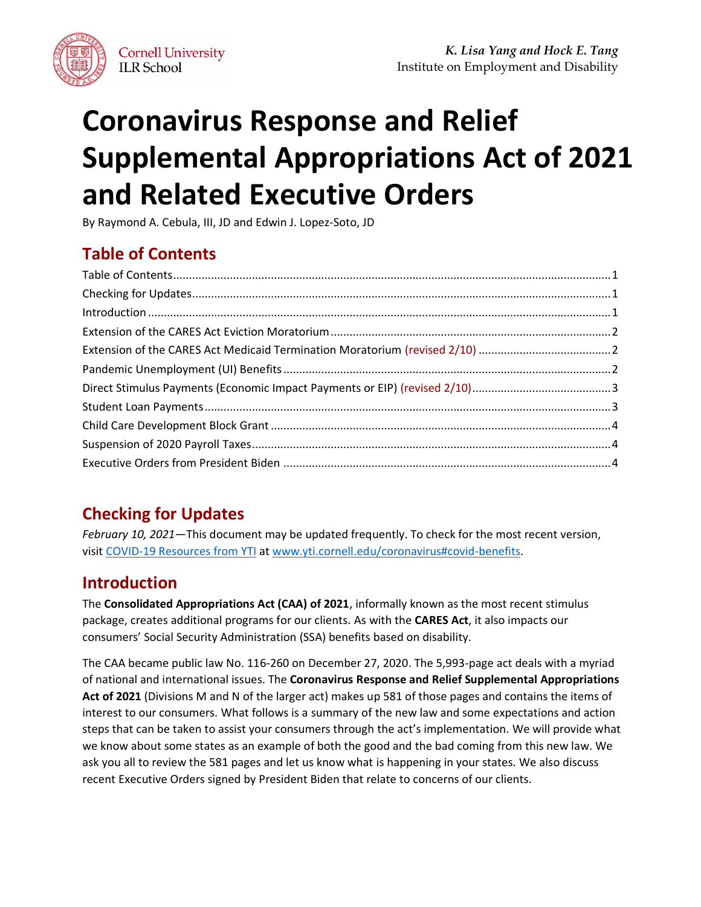Cornell University ILR School

*K. Lisa Yang and Hock E. Tang*
Institute on Employment and Disability

# Coronavirus Response and Relief Supplemental Appropriations Act of 2021 and Related Executive Orders

By Raymond A. Cebula, III, JD and Edwin J. Lopez-Soto, JD

## Table of Contents

Table of Contents ........ 1
Checking for Updates ........ 1
Introduction ........ 1
Extension of the CARES Act Eviction Moratorium ........ 2
Extension of the CARES Act Medicaid Termination Moratorium (revised 2/10) ........ 2
Pandemic Unemployment (UI) Benefits ........ 2
Direct Stimulus Payments (Economic Impact Payments or EIP) (revised 2/10) ........ 3
Student Loan Payments ........ 3
Child Care Development Block Grant ........ 4
Suspension of 2020 Payroll Taxes ........ 4
Executive Orders from President Biden ........ 4

## Checking for Updates

*February 10, 2021*—This document may be updated frequently. To check for the most recent version, visit COVID-19 Resources from YTI at www.yti.cornell.edu/coronavirus#covid-benefits.

## Introduction

The **Consolidated Appropriations Act (CAA) of 2021**, informally known as the most recent stimulus package, creates additional programs for our clients. As with the **CARES Act**, it also impacts our consumers' Social Security Administration (SSA) benefits based on disability.

The CAA became public law No. 116-260 on December 27, 2020. The 5,993-page act deals with a myriad of national and international issues. The **Coronavirus Response and Relief Supplemental Appropriations Act of 2021** (Divisions M and N of the larger act) makes up 581 of those pages and contains the items of interest to our consumers. What follows is a summary of the new law and some expectations and action steps that can be taken to assist your consumers through the act's implementation. We will provide what we know about some states as an example of both the good and the bad coming from this new law. We ask you all to review the 581 pages and let us know what is happening in your states. We also discuss recent Executive Orders signed by President Biden that relate to concerns of our clients.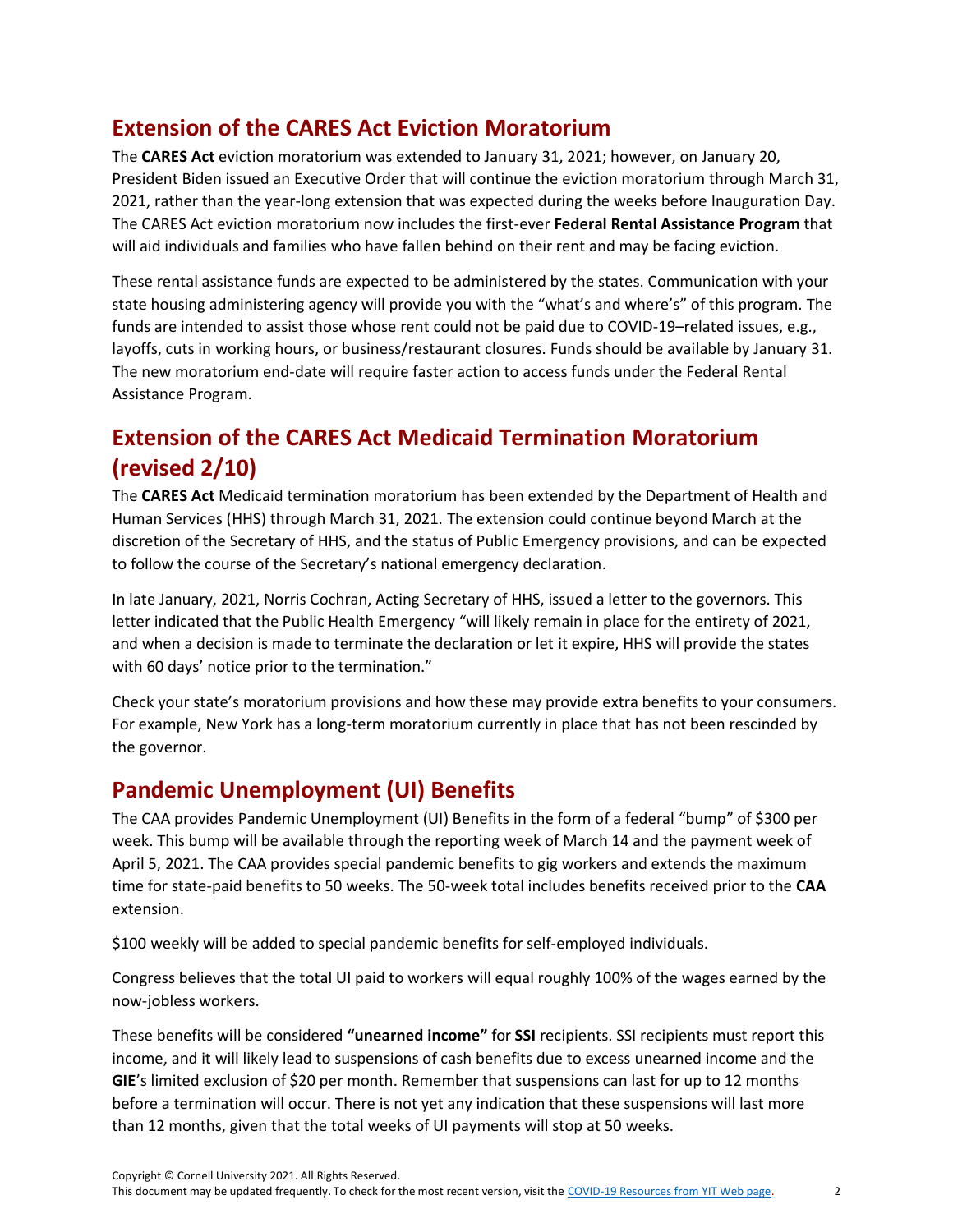## Extension of the CARES Act Eviction Moratorium

The **CARES Act** eviction moratorium was extended to January 31, 2021; however, on January 20, President Biden issued an Executive Order that will continue the eviction moratorium through March 31, 2021, rather than the year-long extension that was expected during the weeks before Inauguration Day. The CARES Act eviction moratorium now includes the first-ever **Federal Rental Assistance Program** that will aid individuals and families who have fallen behind on their rent and may be facing eviction.

These rental assistance funds are expected to be administered by the states. Communication with your state housing administering agency will provide you with the "what's and where's" of this program. The funds are intended to assist those whose rent could not be paid due to COVID-19–related issues, e.g., layoffs, cuts in working hours, or business/restaurant closures. Funds should be available by January 31. The new moratorium end-date will require faster action to access funds under the Federal Rental Assistance Program.

## Extension of the CARES Act Medicaid Termination Moratorium (revised 2/10)

The **CARES Act** Medicaid termination moratorium has been extended by the Department of Health and Human Services (HHS) through March 31, 2021. The extension could continue beyond March at the discretion of the Secretary of HHS, and the status of Public Emergency provisions, and can be expected to follow the course of the Secretary's national emergency declaration.

In late January, 2021, Norris Cochran, Acting Secretary of HHS, issued a letter to the governors. This letter indicated that the Public Health Emergency "will likely remain in place for the entirety of 2021, and when a decision is made to terminate the declaration or let it expire, HHS will provide the states with 60 days' notice prior to the termination."

Check your state's moratorium provisions and how these may provide extra benefits to your consumers. For example, New York has a long-term moratorium currently in place that has not been rescinded by the governor.

## Pandemic Unemployment (UI) Benefits

The CAA provides Pandemic Unemployment (UI) Benefits in the form of a federal "bump" of $300 per week. This bump will be available through the reporting week of March 14 and the payment week of April 5, 2021. The CAA provides special pandemic benefits to gig workers and extends the maximum time for state-paid benefits to 50 weeks. The 50-week total includes benefits received prior to the **CAA** extension.

$100 weekly will be added to special pandemic benefits for self-employed individuals.

Congress believes that the total UI paid to workers will equal roughly 100% of the wages earned by the now-jobless workers.

These benefits will be considered **"unearned income"** for **SSI** recipients. SSI recipients must report this income, and it will likely lead to suspensions of cash benefits due to excess unearned income and the **GIE**'s limited exclusion of $20 per month. Remember that suspensions can last for up to 12 months before a termination will occur. There is not yet any indication that these suspensions will last more than 12 months, given that the total weeks of UI payments will stop at 50 weeks.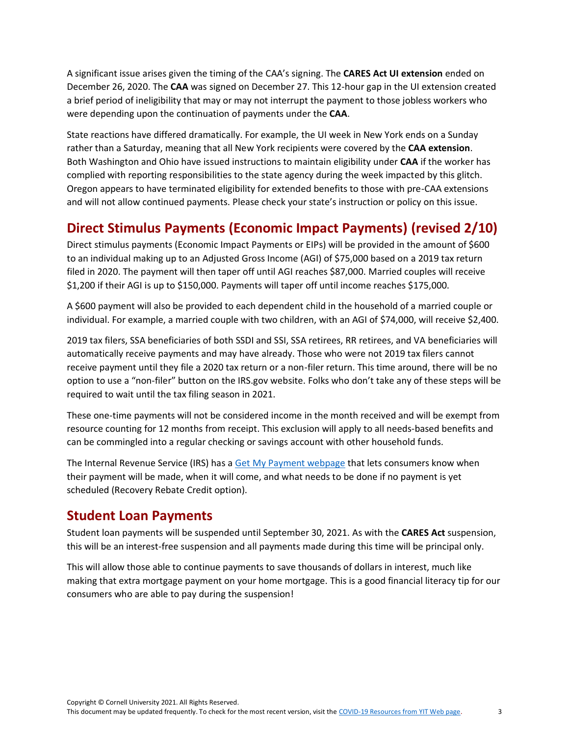A significant issue arises given the timing of the CAA's signing. The **CARES Act UI extension** ended on December 26, 2020. The **CAA** was signed on December 27. This 12-hour gap in the UI extension created a brief period of ineligibility that may or may not interrupt the payment to those jobless workers who were depending upon the continuation of payments under the **CAA**.

State reactions have differed dramatically. For example, the UI week in New York ends on a Sunday rather than a Saturday, meaning that all New York recipients were covered by the **CAA extension**. Both Washington and Ohio have issued instructions to maintain eligibility under **CAA** if the worker has complied with reporting responsibilities to the state agency during the week impacted by this glitch. Oregon appears to have terminated eligibility for extended benefits to those with pre-CAA extensions and will not allow continued payments. Please check your state's instruction or policy on this issue.

## Direct Stimulus Payments (Economic Impact Payments) (revised 2/10)

Direct stimulus payments (Economic Impact Payments or EIPs) will be provided in the amount of $600 to an individual making up to an Adjusted Gross Income (AGI) of $75,000 based on a 2019 tax return filed in 2020. The payment will then taper off until AGI reaches $87,000. Married couples will receive $1,200 if their AGI is up to $150,000. Payments will taper off until income reaches $175,000.

A $600 payment will also be provided to each dependent child in the household of a married couple or individual. For example, a married couple with two children, with an AGI of $74,000, will receive $2,400.

2019 tax filers, SSA beneficiaries of both SSDI and SSI, SSA retirees, RR retirees, and VA beneficiaries will automatically receive payments and may have already. Those who were not 2019 tax filers cannot receive payment until they file a 2020 tax return or a non-filer return. This time around, there will be no option to use a "non-filer" button on the IRS.gov website. Folks who don't take any of these steps will be required to wait until the tax filing season in 2021.

These one-time payments will not be considered income in the month received and will be exempt from resource counting for 12 months from receipt. This exclusion will apply to all needs-based benefits and can be commingled into a regular checking or savings account with other household funds.

The Internal Revenue Service (IRS) has a [Get My Payment webpage]() that lets consumers know when their payment will be made, when it will come, and what needs to be done if no payment is yet scheduled (Recovery Rebate Credit option).

## Student Loan Payments

Student loan payments will be suspended until September 30, 2021. As with the **CARES Act** suspension, this will be an interest-free suspension and all payments made during this time will be principal only.

This will allow those able to continue payments to save thousands of dollars in interest, much like making that extra mortgage payment on your home mortgage. This is a good financial literacy tip for our consumers who are able to pay during the suspension!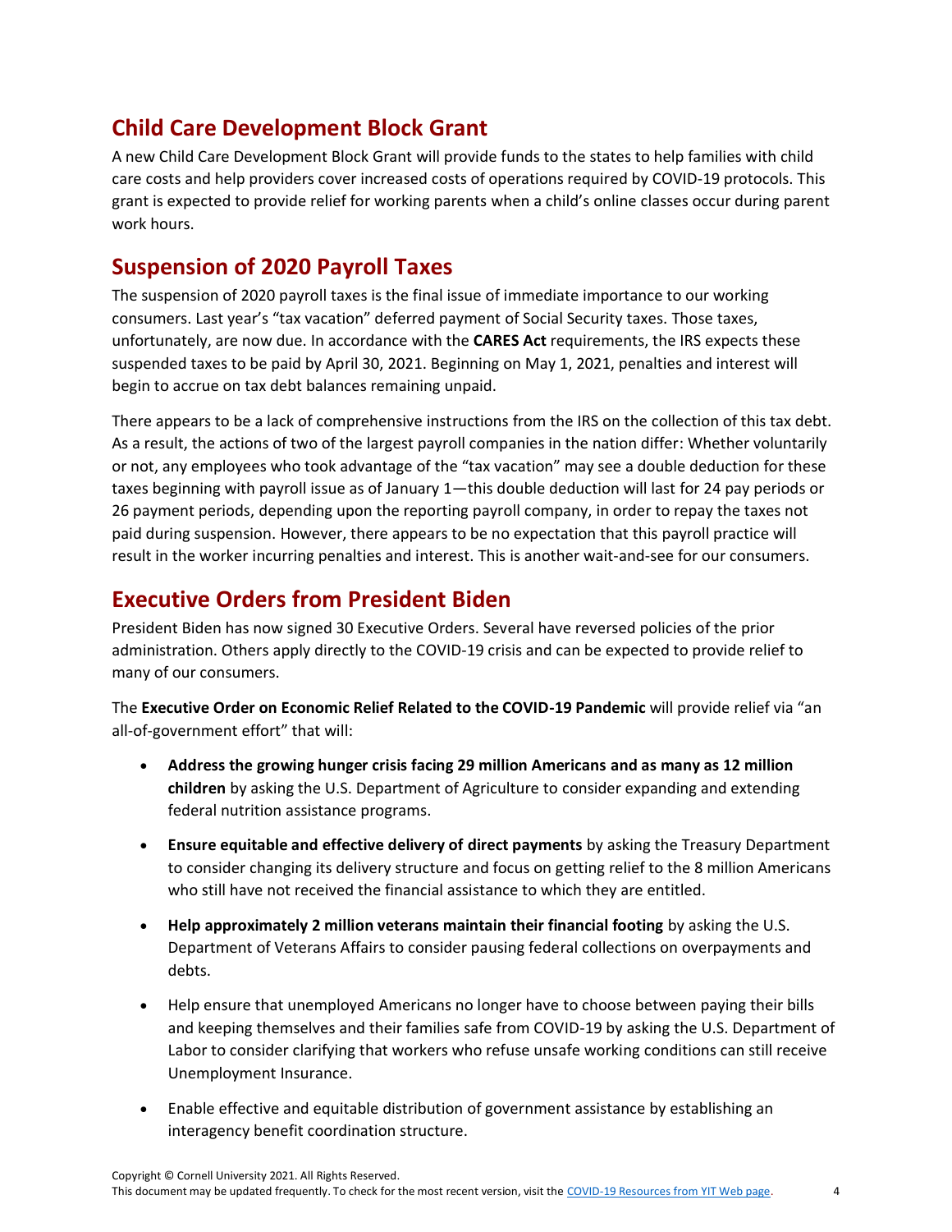## Child Care Development Block Grant

A new Child Care Development Block Grant will provide funds to the states to help families with child care costs and help providers cover increased costs of operations required by COVID-19 protocols. This grant is expected to provide relief for working parents when a child's online classes occur during parent work hours.

## Suspension of 2020 Payroll Taxes

The suspension of 2020 payroll taxes is the final issue of immediate importance to our working consumers. Last year's "tax vacation" deferred payment of Social Security taxes. Those taxes, unfortunately, are now due. In accordance with the **CARES Act** requirements, the IRS expects these suspended taxes to be paid by April 30, 2021. Beginning on May 1, 2021, penalties and interest will begin to accrue on tax debt balances remaining unpaid.

There appears to be a lack of comprehensive instructions from the IRS on the collection of this tax debt. As a result, the actions of two of the largest payroll companies in the nation differ: Whether voluntarily or not, any employees who took advantage of the "tax vacation" may see a double deduction for these taxes beginning with payroll issue as of January 1—this double deduction will last for 24 pay periods or 26 payment periods, depending upon the reporting payroll company, in order to repay the taxes not paid during suspension. However, there appears to be no expectation that this payroll practice will result in the worker incurring penalties and interest. This is another wait-and-see for our consumers.

## Executive Orders from President Biden

President Biden has now signed 30 Executive Orders. Several have reversed policies of the prior administration. Others apply directly to the COVID-19 crisis and can be expected to provide relief to many of our consumers.

The **Executive Order on Economic Relief Related to the COVID-19 Pandemic** will provide relief via "an all-of-government effort" that will:

- **Address the growing hunger crisis facing 29 million Americans and as many as 12 million children** by asking the U.S. Department of Agriculture to consider expanding and extending federal nutrition assistance programs.
- **Ensure equitable and effective delivery of direct payments** by asking the Treasury Department to consider changing its delivery structure and focus on getting relief to the 8 million Americans who still have not received the financial assistance to which they are entitled.
- **Help approximately 2 million veterans maintain their financial footing** by asking the U.S. Department of Veterans Affairs to consider pausing federal collections on overpayments and debts.
- Help ensure that unemployed Americans no longer have to choose between paying their bills and keeping themselves and their families safe from COVID-19 by asking the U.S. Department of Labor to consider clarifying that workers who refuse unsafe working conditions can still receive Unemployment Insurance.
- Enable effective and equitable distribution of government assistance by establishing an interagency benefit coordination structure.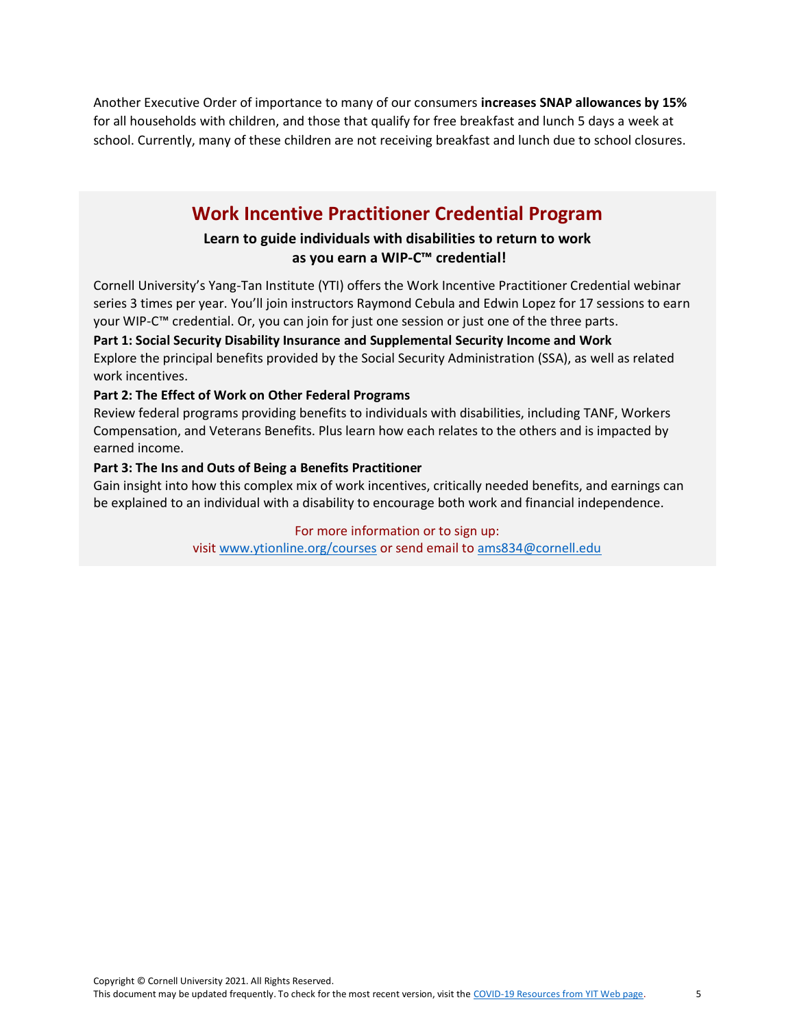Another Executive Order of importance to many of our consumers **increases SNAP allowances by 15%** for all households with children, and those that qualify for free breakfast and lunch 5 days a week at school. Currently, many of these children are not receiving breakfast and lunch due to school closures.

## Work Incentive Practitioner Credential Program

**Learn to guide individuals with disabilities to return to work as you earn a WIP-C™ credential!**

Cornell University's Yang-Tan Institute (YTI) offers the Work Incentive Practitioner Credential webinar series 3 times per year. You'll join instructors Raymond Cebula and Edwin Lopez for 17 sessions to earn your WIP-C™ credential. Or, you can join for just one session or just one of the three parts.

**Part 1: Social Security Disability Insurance and Supplemental Security Income and Work**
Explore the principal benefits provided by the Social Security Administration (SSA), as well as related work incentives.

**Part 2: The Effect of Work on Other Federal Programs**
Review federal programs providing benefits to individuals with disabilities, including TANF, Workers Compensation, and Veterans Benefits. Plus learn how each relates to the others and is impacted by earned income.

**Part 3: The Ins and Outs of Being a Benefits Practitioner**
Gain insight into how this complex mix of work incentives, critically needed benefits, and earnings can be explained to an individual with a disability to encourage both work and financial independence.

For more information or to sign up:
visit www.ytionline.org/courses or send email to ams834@cornell.edu

Copyright © Cornell University 2021. All Rights Reserved.
This document may be updated frequently. To check for the most recent version, visit the COVID-19 Resources from YIT Web page.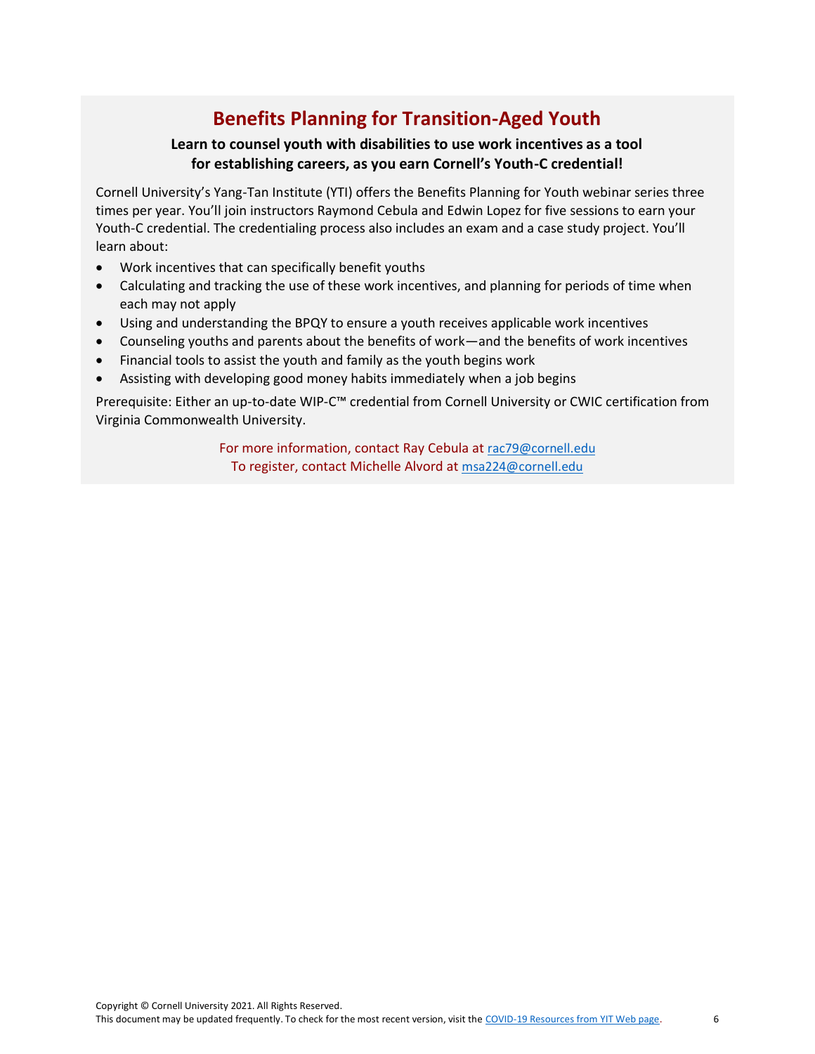## Benefits Planning for Transition-Aged Youth

**Learn to counsel youth with disabilities to use work incentives as a tool for establishing careers, as you earn Cornell's Youth-C credential!**

Cornell University's Yang-Tan Institute (YTI) offers the Benefits Planning for Youth webinar series three times per year. You'll join instructors Raymond Cebula and Edwin Lopez for five sessions to earn your Youth-C credential. The credentialing process also includes an exam and a case study project. You'll learn about:

- Work incentives that can specifically benefit youths
- Calculating and tracking the use of these work incentives, and planning for periods of time when each may not apply
- Using and understanding the BPQY to ensure a youth receives applicable work incentives
- Counseling youths and parents about the benefits of work—and the benefits of work incentives
- Financial tools to assist the youth and family as the youth begins work
- Assisting with developing good money habits immediately when a job begins

Prerequisite: Either an up-to-date WIP-C™ credential from Cornell University or CWIC certification from Virginia Commonwealth University.

For more information, contact Ray Cebula at rac79@cornell.edu
To register, contact Michelle Alvord at msa224@cornell.edu

Copyright © Cornell University 2021. All Rights Reserved.
This document may be updated frequently. To check for the most recent version, visit the COVID-19 Resources from YIT Web page.